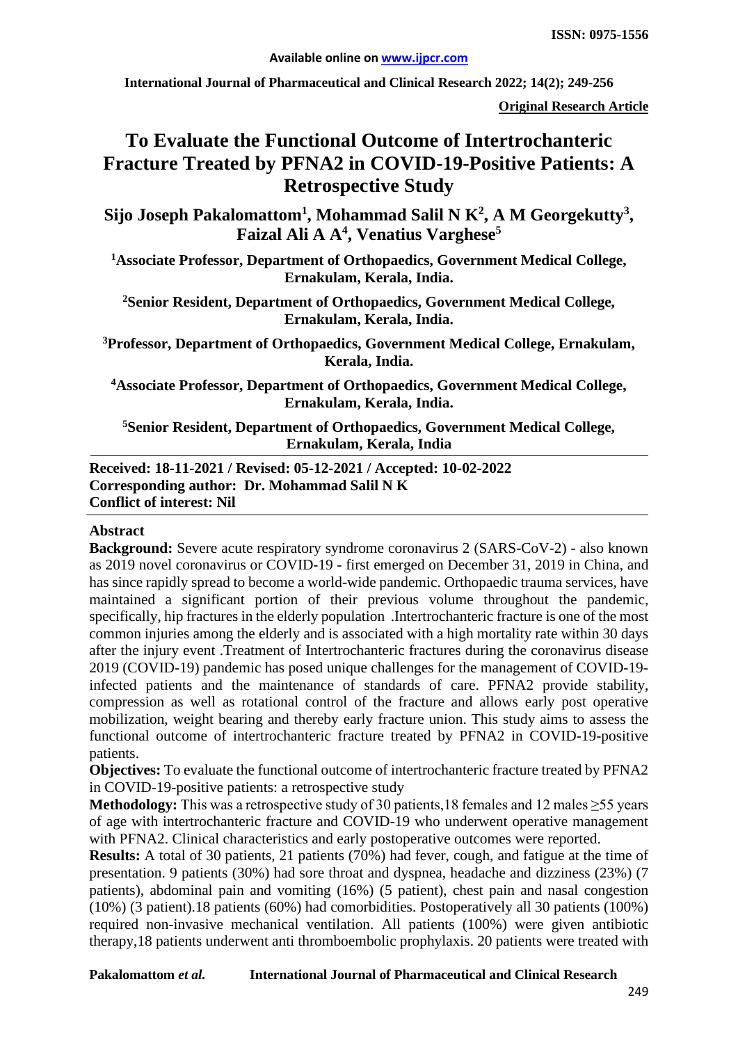**Original Research Article**

# To Evaluate the Functional Outcome of Intertrochanteric Fracture Treated by PFNA2 in COVID-19-Positive Patients: A Retrospective Study

**Sijo Joseph Pakalomattom[1], Mohammad Salil N K[2], A M Georgekutty[3], Faizal Ali A A[4], Venatius Varghese[5]**

[1]Associate Professor, Department of Orthopaedics, Government Medical College, Ernakulam, Kerala, India.

[2]Senior Resident, Department of Orthopaedics, Government Medical College, Ernakulam, Kerala, India.

[3]Professor, Department of Orthopaedics, Government Medical College, Ernakulam, Kerala, India.

[4]Associate Professor, Department of Orthopaedics, Government Medical College, Ernakulam, Kerala, India.

[5]Senior Resident, Department of Orthopaedics, Government Medical College, Ernakulam, Kerala, India

**Received: 18-11-2021 / Revised: 05-12-2021 / Accepted: 10-02-2022**
**Corresponding author: Dr. Mohammad Salil N K**
**Conflict of interest: Nil**

## Abstract

**Background:** Severe acute respiratory syndrome coronavirus 2 (SARS-CoV-2) - also known as 2019 novel coronavirus or COVID-19 - first emerged on December 31, 2019 in China, and has since rapidly spread to become a world-wide pandemic. Orthopaedic trauma services, have maintained a significant portion of their previous volume throughout the pandemic, specifically, hip fractures in the elderly population .Intertrochanteric fracture is one of the most common injuries among the elderly and is associated with a high mortality rate within 30 days after the injury event .Treatment of Intertrochanteric fractures during the coronavirus disease 2019 (COVID-19) pandemic has posed unique challenges for the management of COVID-19-infected patients and the maintenance of standards of care. PFNA2 provide stability, compression as well as rotational control of the fracture and allows early post operative mobilization, weight bearing and thereby early fracture union. This study aims to assess the functional outcome of intertrochanteric fracture treated by PFNA2 in COVID-19-positive patients.

**Objectives:** To evaluate the functional outcome of intertrochanteric fracture treated by PFNA2 in COVID-19-positive patients: a retrospective study

**Methodology:** This was a retrospective study of 30 patients,18 females and 12 males ≥55 years of age with intertrochanteric fracture and COVID-19 who underwent operative management with PFNA2. Clinical characteristics and early postoperative outcomes were reported.

**Results:** A total of 30 patients, 21 patients (70%) had fever, cough, and fatigue at the time of presentation. 9 patients (30%) had sore throat and dyspnea, headache and dizziness (23%) (7 patients), abdominal pain and vomiting (16%) (5 patient), chest pain and nasal congestion (10%) (3 patient).18 patients (60%) had comorbidities. Postoperatively all 30 patients (100%) required non-invasive mechanical ventilation. All patients (100%) were given antibiotic therapy,18 patients underwent anti thromboembolic prophylaxis. 20 patients were treated with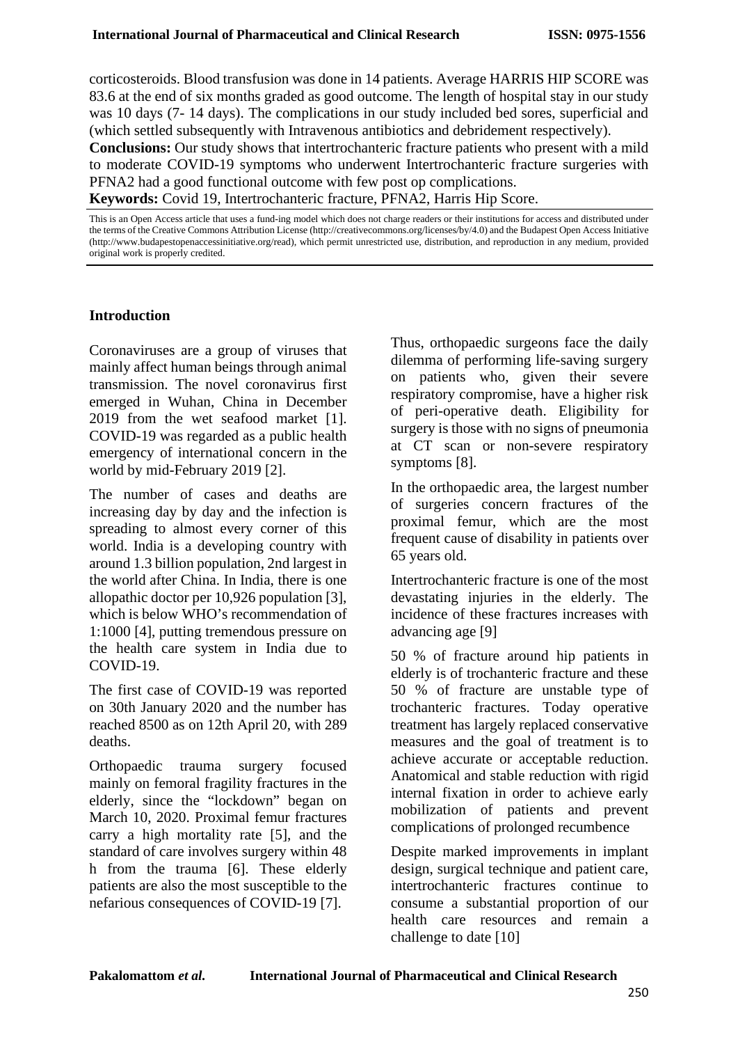corticosteroids. Blood transfusion was done in 14 patients. Average HARRIS HIP SCORE was 83.6 at the end of six months graded as good outcome. The length of hospital stay in our study was 10 days (7- 14 days). The complications in our study included bed sores, superficial and (which settled subsequently with Intravenous antibiotics and debridement respectively).

**Conclusions:** Our study shows that intertrochanteric fracture patients who present with a mild to moderate COVID-19 symptoms who underwent Intertrochanteric fracture surgeries with PFNA2 had a good functional outcome with few post op complications.

**Keywords:** Covid 19, Intertrochanteric fracture, PFNA2, Harris Hip Score.

This is an Open Access article that uses a fund-ing model which does not charge readers or their institutions for access and distributed under the terms of the Creative Commons Attribution License (http://creativecommons.org/licenses/by/4.0) and the Budapest Open Access Initiative (http://www.budapestopenaccessinitiative.org/read), which permit unrestricted use, distribution, and reproduction in any medium, provided original work is properly credited.

## Introduction

Coronaviruses are a group of viruses that mainly affect human beings through animal transmission. The novel coronavirus first emerged in Wuhan, China in December 2019 from the wet seafood market [1]. COVID-19 was regarded as a public health emergency of international concern in the world by mid-February 2019 [2].

The number of cases and deaths are increasing day by day and the infection is spreading to almost every corner of this world. India is a developing country with around 1.3 billion population, 2nd largest in the world after China. In India, there is one allopathic doctor per 10,926 population [3], which is below WHO's recommendation of 1:1000 [4], putting tremendous pressure on the health care system in India due to COVID-19.

The first case of COVID-19 was reported on 30th January 2020 and the number has reached 8500 as on 12th April 20, with 289 deaths.

Orthopaedic trauma surgery focused mainly on femoral fragility fractures in the elderly, since the "lockdown" began on March 10, 2020. Proximal femur fractures carry a high mortality rate [5], and the standard of care involves surgery within 48 h from the trauma [6]. These elderly patients are also the most susceptible to the nefarious consequences of COVID-19 [7].

Thus, orthopaedic surgeons face the daily dilemma of performing life-saving surgery on patients who, given their severe respiratory compromise, have a higher risk of peri-operative death. Eligibility for surgery is those with no signs of pneumonia at CT scan or non-severe respiratory symptoms [8].

In the orthopaedic area, the largest number of surgeries concern fractures of the proximal femur, which are the most frequent cause of disability in patients over 65 years old.

Intertrochanteric fracture is one of the most devastating injuries in the elderly. The incidence of these fractures increases with advancing age [9]

50 % of fracture around hip patients in elderly is of trochanteric fracture and these 50 % of fracture are unstable type of trochanteric fractures. Today operative treatment has largely replaced conservative measures and the goal of treatment is to achieve accurate or acceptable reduction. Anatomical and stable reduction with rigid internal fixation in order to achieve early mobilization of patients and prevent complications of prolonged recumbence

Despite marked improvements in implant design, surgical technique and patient care, intertrochanteric fractures continue to consume a substantial proportion of our health care resources and remain a challenge to date [10]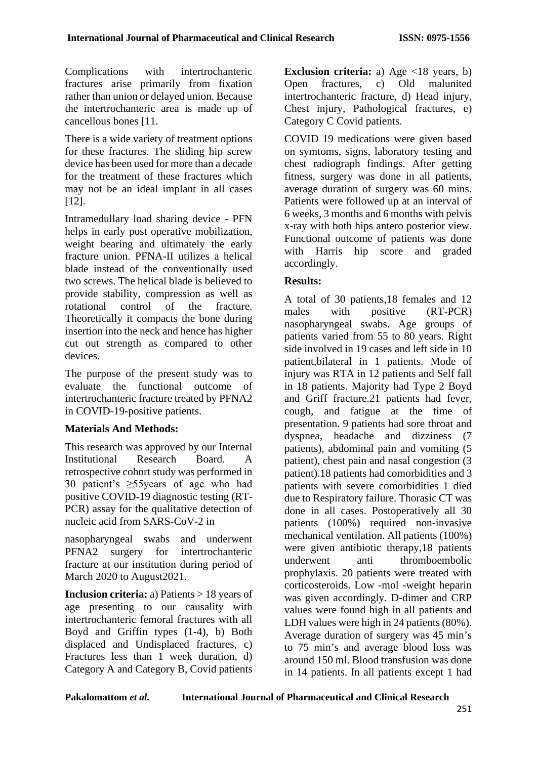Complications with intertrochanteric fractures arise primarily from fixation rather than union or delayed union. Because the intertrochanteric area is made up of cancellous bones [11.

There is a wide variety of treatment options for these fractures. The sliding hip screw device has been used for more than a decade for the treatment of these fractures which may not be an ideal implant in all cases [12].

Intramedullary load sharing device - PFN helps in early post operative mobilization, weight bearing and ultimately the early fracture union. PFNA-II utilizes a helical blade instead of the conventionally used two screws. The helical blade is believed to provide stability, compression as well as rotational control of the fracture. Theoretically it compacts the bone during insertion into the neck and hence has higher cut out strength as compared to other devices.

The purpose of the present study was to evaluate the functional outcome of intertrochanteric fracture treated by PFNA2 in COVID-19-positive patients.

## Materials And Methods:

This research was approved by our Internal Institutional Research Board. A retrospective cohort study was performed in 30 patient's ≥55years of age who had positive COVID-19 diagnostic testing (RT-PCR) assay for the qualitative detection of nucleic acid from SARS-CoV-2 in nasopharyngeal swabs and underwent PFNA2 surgery for intertrochanteric fracture at our institution during period of March 2020 to August2021.

**Inclusion criteria:** a) Patients > 18 years of age presenting to our causality with intertrochanteric femoral fractures with all Boyd and Griffin types (1-4), b) Both displaced and Undisplaced fractures, c) Fractures less than 1 week duration, d) Category A and Category B, Covid patients

**Exclusion criteria:** a) Age <18 years, b) Open fractures, c) Old malunited intertrochanteric fracture, d) Head injury, Chest injury, Pathological fractures, e) Category C Covid patients.

COVID 19 medications were given based on symtoms, signs, laboratory testing and chest radiograph findings. After getting fitness, surgery was done in all patients, average duration of surgery was 60 mins. Patients were followed up at an interval of 6 weeks, 3 months and 6 months with pelvis x-ray with both hips antero posterior view. Functional outcome of patients was done with Harris hip score and graded accordingly.

## Results:

A total of 30 patients,18 females and 12 males with positive (RT-PCR) nasopharyngeal swabs. Age groups of patients varied from 55 to 80 years. Right side involved in 19 cases and left side in 10 patient,bilateral in 1 patients. Mode of injury was RTA in 12 patients and Self fall in 18 patients. Majority had Type 2 Boyd and Griff fracture.21 patients had fever, cough, and fatigue at the time of presentation. 9 patients had sore throat and dyspnea, headache and dizziness (7 patients), abdominal pain and vomiting (5 patient), chest pain and nasal congestion (3 patient).18 patients had comorbidities and 3 patients with severe comorbidities 1 died due to Respiratory failure. Thorasic CT was done in all cases. Postoperatively all 30 patients (100%) required non-invasive mechanical ventilation. All patients (100%) were given antibiotic therapy,18 patients underwent anti thromboembolic prophylaxis. 20 patients were treated with corticosteroids. Low -mol -weight heparin was given accordingly. D-dimer and CRP values were found high in all patients and LDH values were high in 24 patients (80%). Average duration of surgery was 45 min's to 75 min's and average blood loss was around 150 ml. Blood transfusion was done in 14 patients. In all patients except 1 had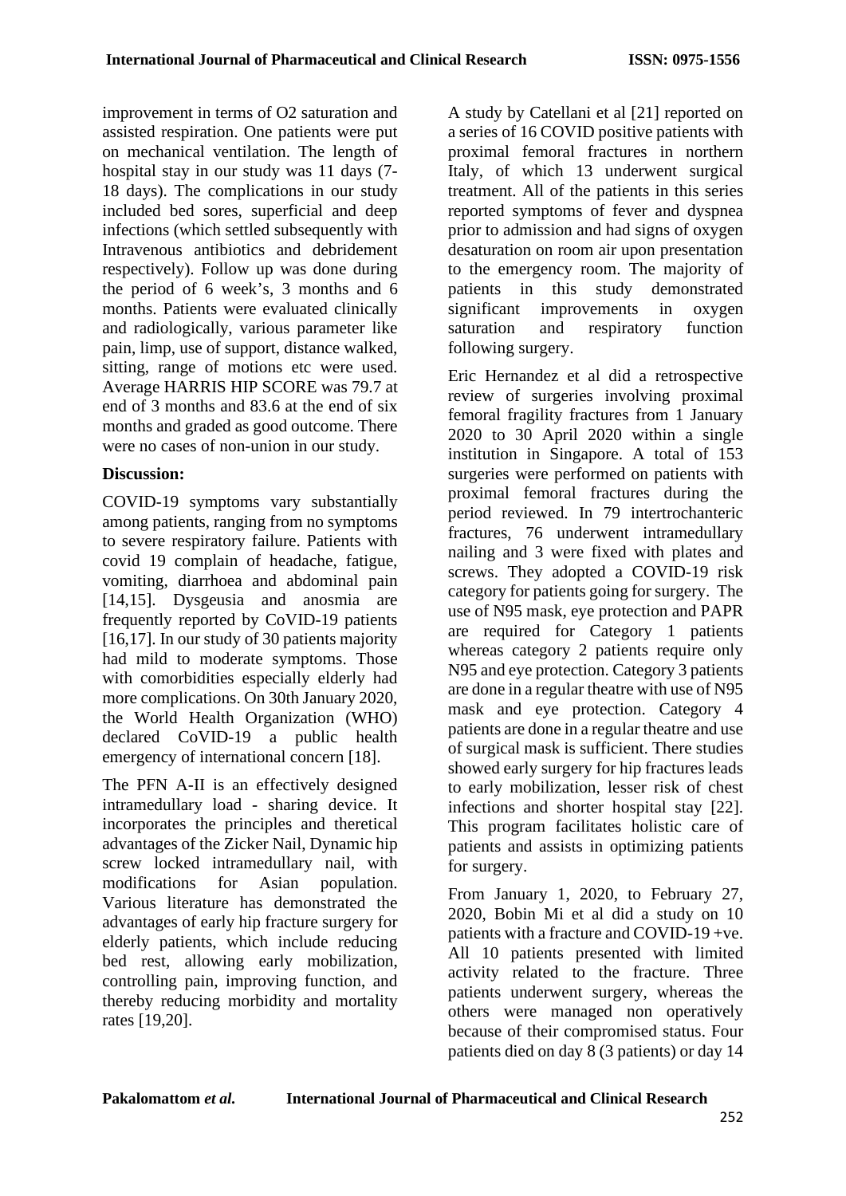improvement in terms of O2 saturation and assisted respiration. One patients were put on mechanical ventilation. The length of hospital stay in our study was 11 days (7-18 days). The complications in our study included bed sores, superficial and deep infections (which settled subsequently with Intravenous antibiotics and debridement respectively). Follow up was done during the period of 6 week's, 3 months and 6 months. Patients were evaluated clinically and radiologically, various parameter like pain, limp, use of support, distance walked, sitting, range of motions etc were used. Average HARRIS HIP SCORE was 79.7 at end of 3 months and 83.6 at the end of six months and graded as good outcome. There were no cases of non-union in our study.

**Discussion:**

COVID-19 symptoms vary substantially among patients, ranging from no symptoms to severe respiratory failure. Patients with covid 19 complain of headache, fatigue, vomiting, diarrhoea and abdominal pain [14,15]. Dysgeusia and anosmia are frequently reported by CoVID-19 patients [16,17]. In our study of 30 patients majority had mild to moderate symptoms. Those with comorbidities especially elderly had more complications. On 30th January 2020, the World Health Organization (WHO) declared CoVID-19 a public health emergency of international concern [18].

The PFN A-II is an effectively designed intramedullary load - sharing device. It incorporates the principles and theretical advantages of the Zicker Nail, Dynamic hip screw locked intramedullary nail, with modifications for Asian population. Various literature has demonstrated the advantages of early hip fracture surgery for elderly patients, which include reducing bed rest, allowing early mobilization, controlling pain, improving function, and thereby reducing morbidity and mortality rates [19,20].

A study by Catellani et al [21] reported on a series of 16 COVID positive patients with proximal femoral fractures in northern Italy, of which 13 underwent surgical treatment. All of the patients in this series reported symptoms of fever and dyspnea prior to admission and had signs of oxygen desaturation on room air upon presentation to the emergency room. The majority of patients in this study demonstrated significant improvements in oxygen saturation and respiratory function following surgery.

Eric Hernandez et al did a retrospective review of surgeries involving proximal femoral fragility fractures from 1 January 2020 to 30 April 2020 within a single institution in Singapore. A total of 153 surgeries were performed on patients with proximal femoral fractures during the period reviewed. In 79 intertrochanteric fractures, 76 underwent intramedullary nailing and 3 were fixed with plates and screws. They adopted a COVID-19 risk category for patients going for surgery. The use of N95 mask, eye protection and PAPR are required for Category 1 patients whereas category 2 patients require only N95 and eye protection. Category 3 patients are done in a regular theatre with use of N95 mask and eye protection. Category 4 patients are done in a regular theatre and use of surgical mask is sufficient. There studies showed early surgery for hip fractures leads to early mobilization, lesser risk of chest infections and shorter hospital stay [22]. This program facilitates holistic care of patients and assists in optimizing patients for surgery.

From January 1, 2020, to February 27, 2020, Bobin Mi et al did a study on 10 patients with a fracture and COVID-19 +ve. All 10 patients presented with limited activity related to the fracture. Three patients underwent surgery, whereas the others were managed non operatively because of their compromised status. Four patients died on day 8 (3 patients) or day 14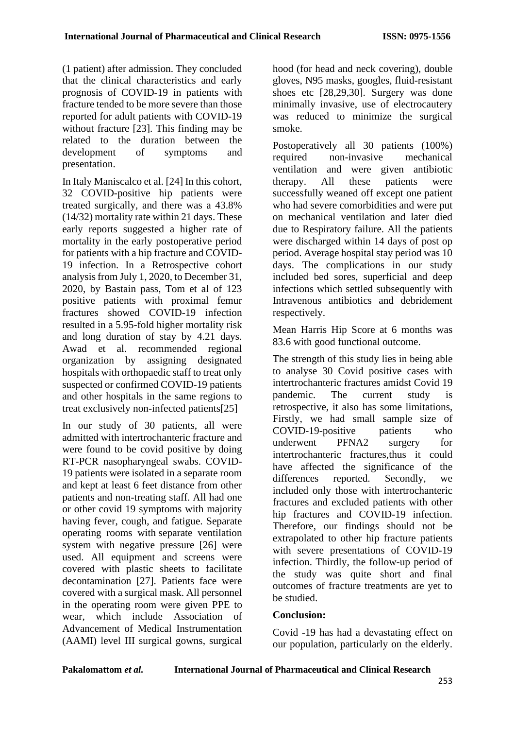(1 patient) after admission. They concluded that the clinical characteristics and early prognosis of COVID-19 in patients with fracture tended to be more severe than those reported for adult patients with COVID-19 without fracture [23]. This finding may be related to the duration between the development of symptoms and presentation.

In Italy Maniscalco et al. [24] In this cohort, 32 COVID-positive hip patients were treated surgically, and there was a 43.8% (14/32) mortality rate within 21 days. These early reports suggested a higher rate of mortality in the early postoperative period for patients with a hip fracture and COVID-19 infection. In a Retrospective cohort analysis from July 1, 2020, to December 31, 2020, by Bastain pass, Tom et al of 123 positive patients with proximal femur fractures showed COVID-19 infection resulted in a 5.95-fold higher mortality risk and long duration of stay by 4.21 days. Awad et al. recommended regional organization by assigning designated hospitals with orthopaedic staff to treat only suspected or confirmed COVID-19 patients and other hospitals in the same regions to treat exclusively non-infected patients[25]

In our study of 30 patients, all were admitted with intertrochanteric fracture and were found to be covid positive by doing RT-PCR nasopharyngeal swabs. COVID-19 patients were isolated in a separate room and kept at least 6 feet distance from other patients and non-treating staff. All had one or other covid 19 symptoms with majority having fever, cough, and fatigue. Separate operating rooms with separate ventilation system with negative pressure [26] were used. All equipment and screens were covered with plastic sheets to facilitate decontamination [27]. Patients face were covered with a surgical mask. All personnel in the operating room were given PPE to wear, which include Association of Advancement of Medical Instrumentation (AAMI) level III surgical gowns, surgical hood (for head and neck covering), double gloves, N95 masks, googles, fluid-resistant shoes etc [28,29,30]. Surgery was done minimally invasive, use of electrocautery was reduced to minimize the surgical smoke.

Postoperatively all 30 patients (100%) required non-invasive mechanical ventilation and were given antibiotic therapy. All these patients were successfully weaned off except one patient who had severe comorbidities and were put on mechanical ventilation and later died due to Respiratory failure. All the patients were discharged within 14 days of post op period. Average hospital stay period was 10 days. The complications in our study included bed sores, superficial and deep infections which settled subsequently with Intravenous antibiotics and debridement respectively.

Mean Harris Hip Score at 6 months was 83.6 with good functional outcome.

The strength of this study lies in being able to analyse 30 Covid positive cases with intertrochanteric fractures amidst Covid 19 pandemic. The current study is retrospective, it also has some limitations, Firstly, we had small sample size of COVID-19-positive patients who underwent PFNA2 surgery for intertrochanteric fractures,thus it could have affected the significance of the differences reported. Secondly, we included only those with intertrochanteric fractures and excluded patients with other hip fractures and COVID-19 infection. Therefore, our findings should not be extrapolated to other hip fracture patients with severe presentations of COVID-19 infection. Thirdly, the follow-up period of the study was quite short and final outcomes of fracture treatments are yet to be studied.

**Conclusion:**

Covid -19 has had a devastating effect on our population, particularly on the elderly.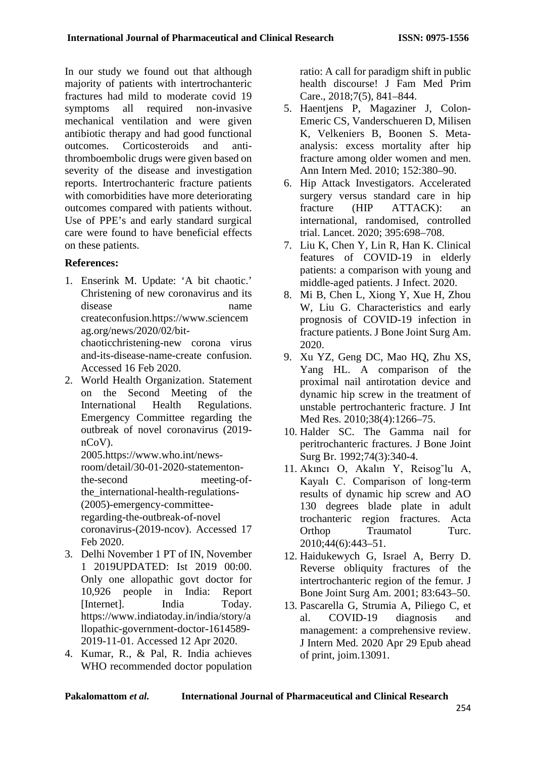In our study we found out that although majority of patients with intertrochanteric fractures had mild to moderate covid 19 symptoms all required non-invasive mechanical ventilation and were given antibiotic therapy and had good functional outcomes. Corticosteroids and anti-thromboembolic drugs were given based on severity of the disease and investigation reports. Intertrochanteric fracture patients with comorbidities have more deteriorating outcomes compared with patients without. Use of PPE's and early standard surgical care were found to have beneficial effects on these patients.

**References:**

1. Enserink M. Update: 'A bit chaotic.' Christening of new coronavirus and its disease name createconfusion.https://www.sciencemag.org/news/2020/02/bit-chaoticchristening-new corona virus and-its-disease-name-create confusion. Accessed 16 Feb 2020.
2. World Health Organization. Statement on the Second Meeting of the International Health Regulations. Emergency Committee regarding the outbreak of novel coronavirus (2019-nCoV). 2005.https://www.who.int/news-room/detail/30-01-2020-statementon-the-second meeting-of-the_international-health-regulations-(2005)-emergency-committee-regarding-the-outbreak-of-novel coronavirus-(2019-ncov). Accessed 17 Feb 2020.
3. Delhi November 1 PT of IN, November 1 2019UPDATED: Ist 2019 00:00. Only one allopathic govt doctor for 10,926 people in India: Report [Internet]. India Today. https://www.indiatoday.in/india/story/allopathic-government-doctor-1614589-2019-11-01. Accessed 12 Apr 2020.
4. Kumar, R., & Pal, R. India achieves WHO recommended doctor population ratio: A call for paradigm shift in public health discourse! J Fam Med Prim Care., 2018;7(5), 841–844.
5. Haentjens P, Magaziner J, Colon-Emeric CS, Vanderschueren D, Milisen K, Velkeniers B, Boonen S. Meta-analysis: excess mortality after hip fracture among older women and men. Ann Intern Med. 2010; 152:380–90.
6. Hip Attack Investigators. Accelerated surgery versus standard care in hip fracture (HIP ATTACK): an international, randomised, controlled trial. Lancet. 2020; 395:698–708.
7. Liu K, Chen Y, Lin R, Han K. Clinical features of COVID-19 in elderly patients: a comparison with young and middle-aged patients. J Infect. 2020.
8. Mi B, Chen L, Xiong Y, Xue H, Zhou W, Liu G. Characteristics and early prognosis of COVID-19 infection in fracture patients. J Bone Joint Surg Am. 2020.
9. Xu YZ, Geng DC, Mao HQ, Zhu XS, Yang HL. A comparison of the proximal nail antirotation device and dynamic hip screw in the treatment of unstable pertrochanteric fracture. J Int Med Res. 2010;38(4):1266–75.
10. Halder SC. The Gamma nail for peritrochanteric fractures. J Bone Joint Surg Br. 1992;74(3):340-4.
11. Akıncı O, Akalın Y, Reisoˇglu A, Kayalı C. Comparison of long-term results of dynamic hip screw and AO 130 degrees blade plate in adult trochanteric region fractures. Acta Orthop Traumatol Turc. 2010;44(6):443–51.
12. Haidukewych G, Israel A, Berry D. Reverse obliquity fractures of the intertrochanteric region of the femur. J Bone Joint Surg Am. 2001; 83:643–50.
13. Pascarella G, Strumia A, Piliego C, et al. COVID-19 diagnosis and management: a comprehensive review. J Intern Med. 2020 Apr 29 Epub ahead of print, joim.13091.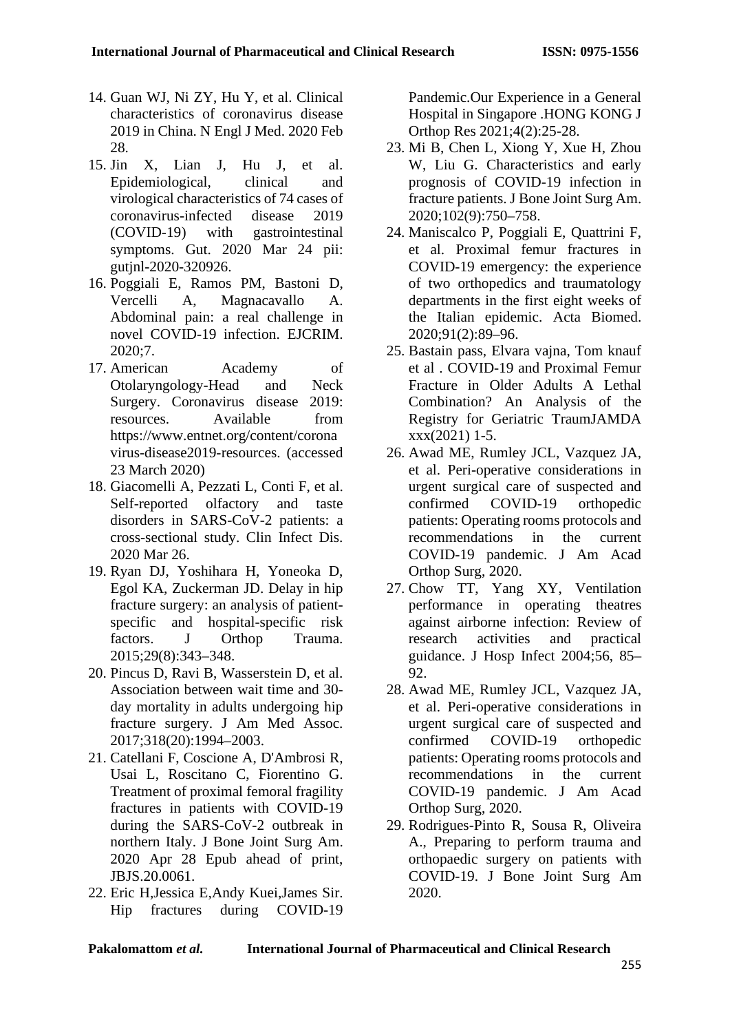14. Guan WJ, Ni ZY, Hu Y, et al. Clinical characteristics of coronavirus disease 2019 in China. N Engl J Med. 2020 Feb 28.
15. Jin X, Lian J, Hu J, et al. Epidemiological, clinical and virological characteristics of 74 cases of coronavirus-infected disease 2019 (COVID-19) with gastrointestinal symptoms. Gut. 2020 Mar 24 pii: gutjnl-2020-320926.
16. Poggiali E, Ramos PM, Bastoni D, Vercelli A, Magnacavallo A. Abdominal pain: a real challenge in novel COVID-19 infection. EJCRIM. 2020;7.
17. American Academy of Otolaryngology-Head and Neck Surgery. Coronavirus disease 2019: resources. Available from https://www.entnet.org/content/coronavirus-disease2019-resources. (accessed 23 March 2020)
18. Giacomelli A, Pezzati L, Conti F, et al. Self-reported olfactory and taste disorders in SARS-CoV-2 patients: a cross-sectional study. Clin Infect Dis. 2020 Mar 26.
19. Ryan DJ, Yoshihara H, Yoneoka D, Egol KA, Zuckerman JD. Delay in hip fracture surgery: an analysis of patient-specific and hospital-specific risk factors. J Orthop Trauma. 2015;29(8):343–348.
20. Pincus D, Ravi B, Wasserstein D, et al. Association between wait time and 30-day mortality in adults undergoing hip fracture surgery. J Am Med Assoc. 2017;318(20):1994–2003.
21. Catellani F, Coscione A, D'Ambrosi R, Usai L, Roscitano C, Fiorentino G. Treatment of proximal femoral fragility fractures in patients with COVID-19 during the SARS-CoV-2 outbreak in northern Italy. J Bone Joint Surg Am. 2020 Apr 28 Epub ahead of print, JBJS.20.0061.
22. Eric H,Jessica E,Andy Kuei,James Sir. Hip fractures during COVID-19 Pandemic.Our Experience in a General Hospital in Singapore .HONG KONG J Orthop Res 2021;4(2):25-28.
23. Mi B, Chen L, Xiong Y, Xue H, Zhou W, Liu G. Characteristics and early prognosis of COVID-19 infection in fracture patients. J Bone Joint Surg Am. 2020;102(9):750–758.
24. Maniscalco P, Poggiali E, Quattrini F, et al. Proximal femur fractures in COVID-19 emergency: the experience of two orthopedics and traumatology departments in the first eight weeks of the Italian epidemic. Acta Biomed. 2020;91(2):89–96.
25. Bastain pass, Elvara vajna, Tom knauf et al . COVID-19 and Proximal Femur Fracture in Older Adults A Lethal Combination? An Analysis of the Registry for Geriatric TraumJAMDA xxx(2021) 1-5.
26. Awad ME, Rumley JCL, Vazquez JA, et al. Peri-operative considerations in urgent surgical care of suspected and confirmed COVID-19 orthopedic patients: Operating rooms protocols and recommendations in the current COVID-19 pandemic. J Am Acad Orthop Surg, 2020.
27. Chow TT, Yang XY, Ventilation performance in operating theatres against airborne infection: Review of research activities and practical guidance. J Hosp Infect 2004;56, 85–92.
28. Awad ME, Rumley JCL, Vazquez JA, et al. Peri-operative considerations in urgent surgical care of suspected and confirmed COVID-19 orthopedic patients: Operating rooms protocols and recommendations in the current COVID-19 pandemic. J Am Acad Orthop Surg, 2020.
29. Rodrigues-Pinto R, Sousa R, Oliveira A., Preparing to perform trauma and orthopaedic surgery on patients with COVID-19. J Bone Joint Surg Am 2020.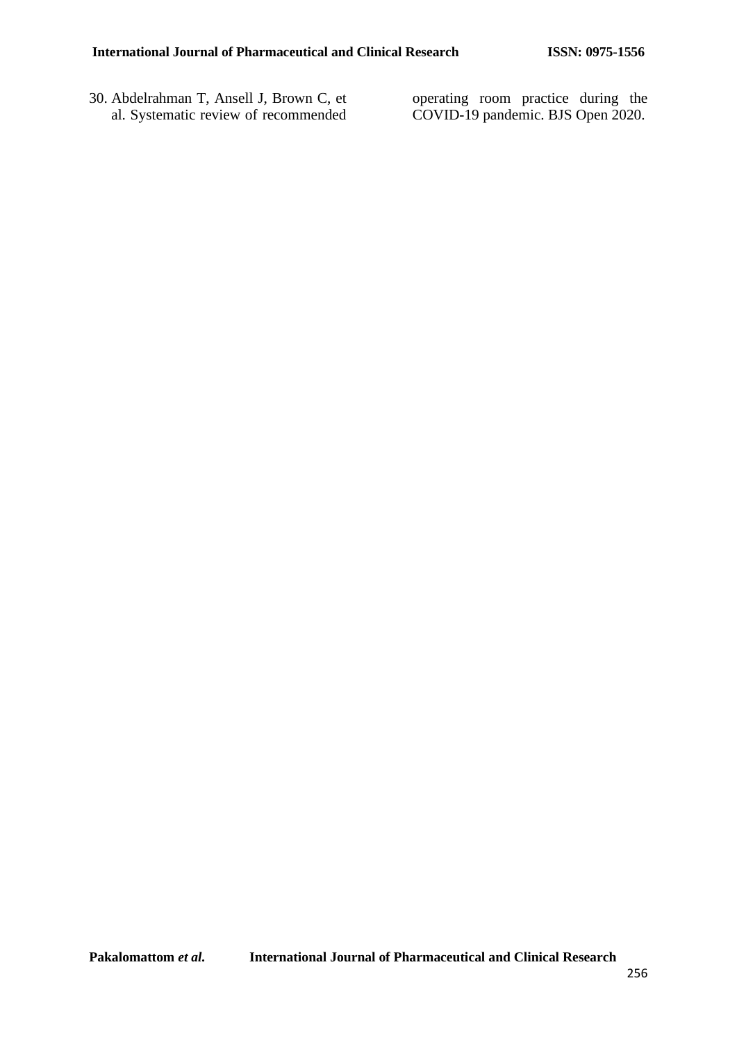30. Abdelrahman T, Ansell J, Brown C, et al. Systematic review of recommended operating room practice during the COVID-19 pandemic. BJS Open 2020.